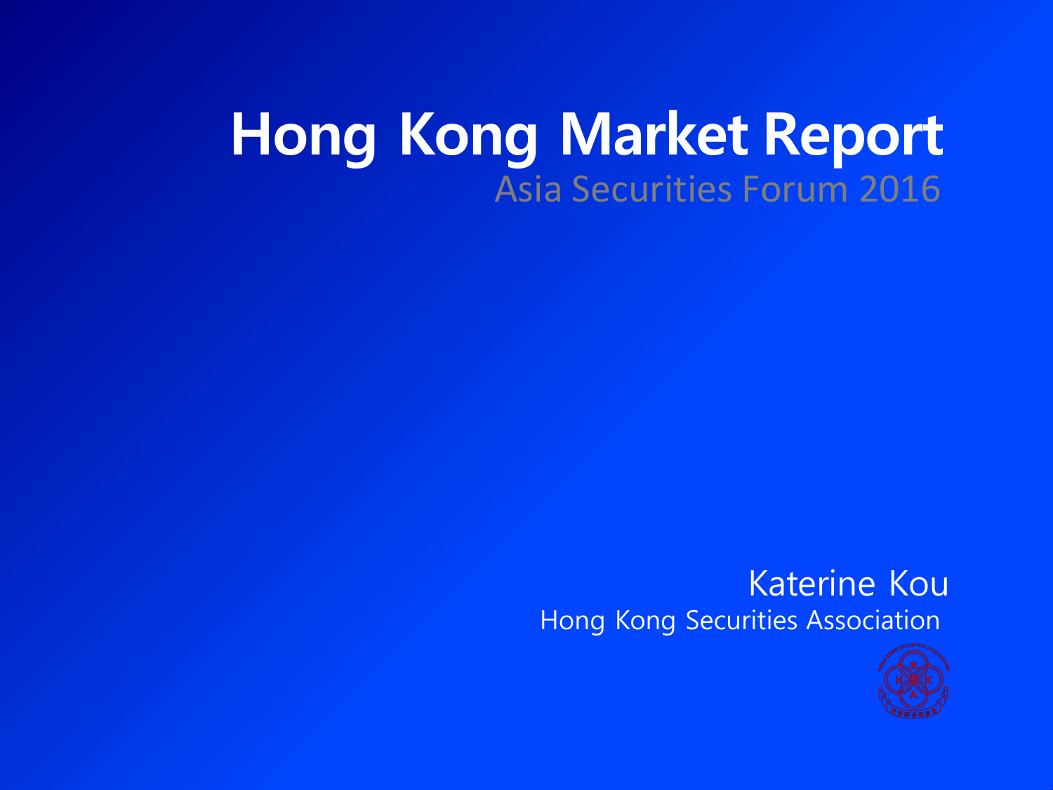# Hong Kong Market Report

Asia Securities Forum 2016

Katerine Kou

Hong Kong Securities Association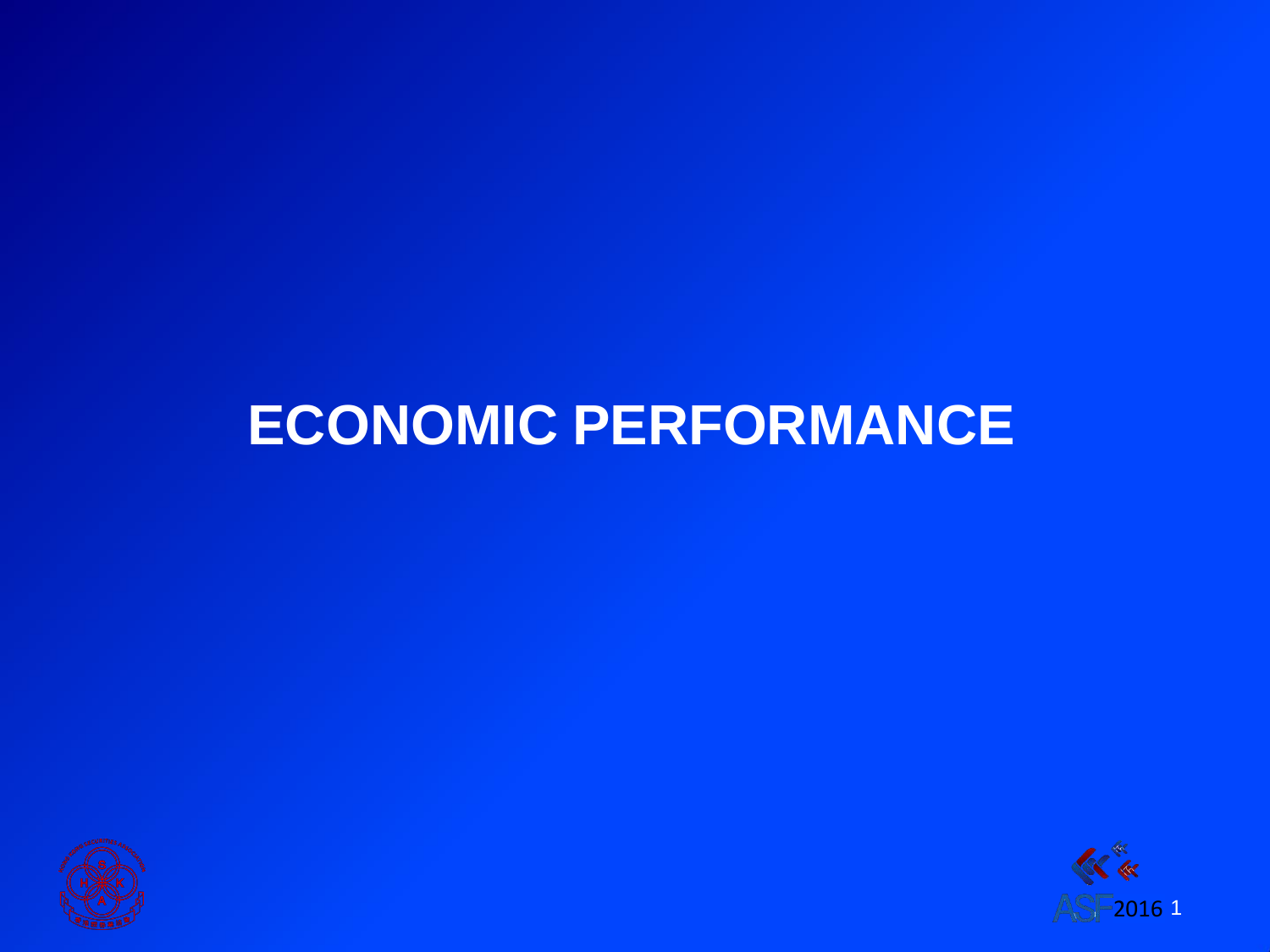# ECONOMIC PERFORMANCE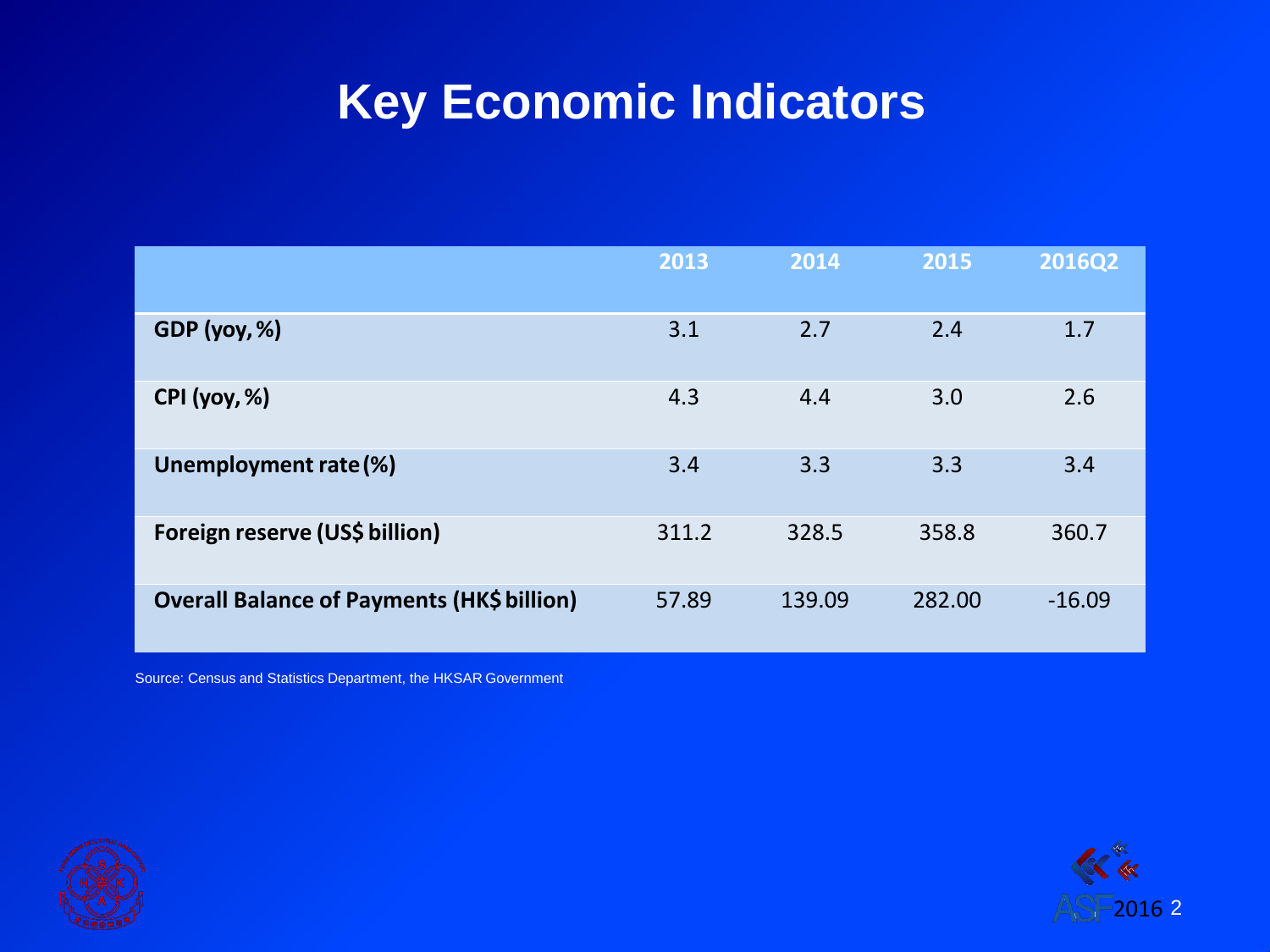# Key Economic Indicators

| | 2013 | 2014 | 2015 | 2016Q2 |
|---|---|---|---|---|
| **GDP (yoy, %)** | 3.1 | 2.7 | 2.4 | 1.7 |
| **CPI (yoy, %)** | 4.3 | 4.4 | 3.0 | 2.6 |
| **Unemployment rate (%)** | 3.4 | 3.3 | 3.3 | 3.4 |
| **Foreign reserve (US$ billion)** | 311.2 | 328.5 | 358.8 | 360.7 |
| **Overall Balance of Payments (HK$ billion)** | 57.89 | 139.09 | 282.00 | -16.09 |

Source: Census and Statistics Department, the HKSAR Government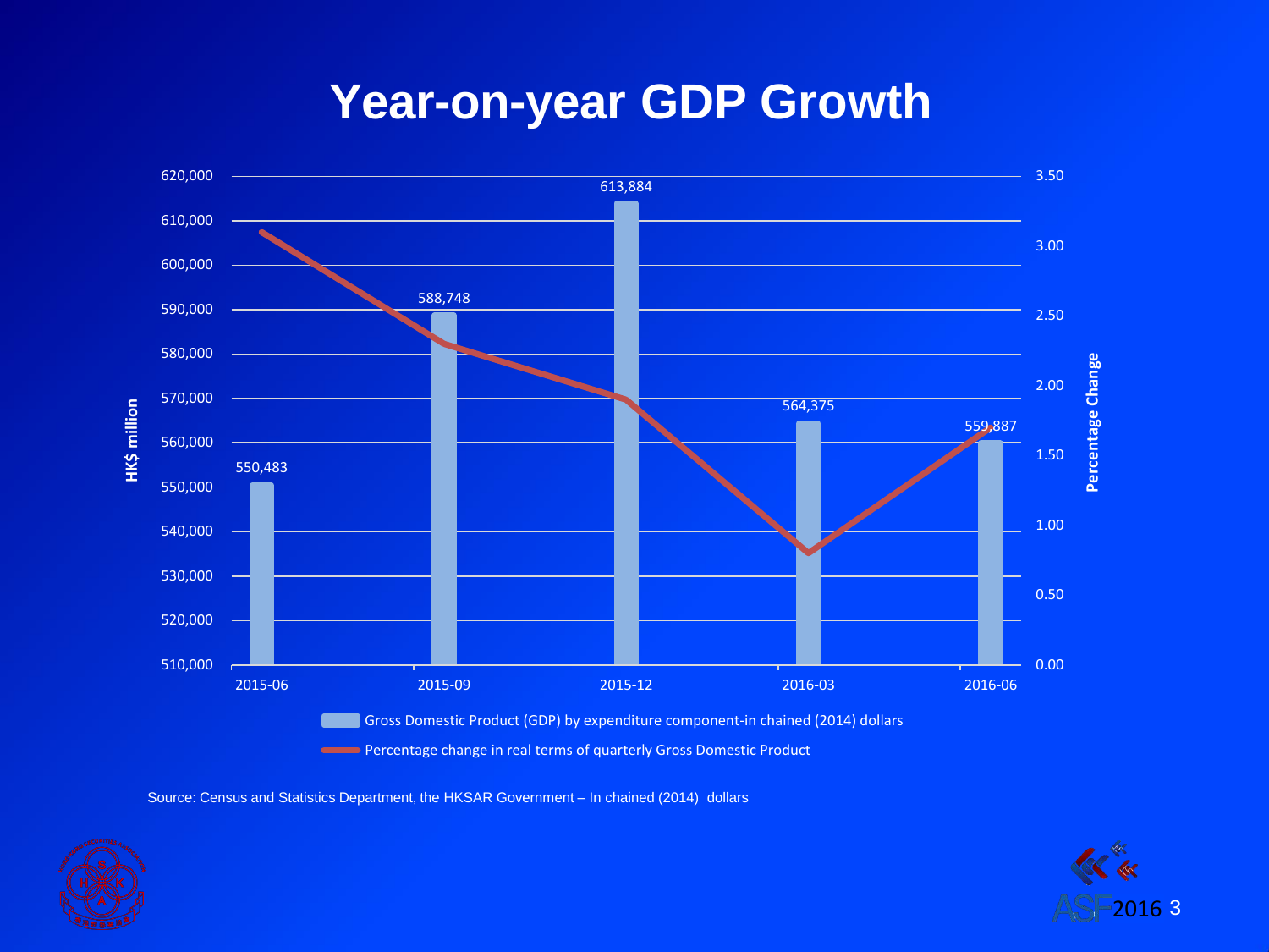# Year-on-year GDP Growth

| Quarter | Gross Domestic Product (GDP) by expenditure component-in chained (2014) dollars (HK$ million) |
|---|---|
| 2015-06 | 550,483 |
| 2015-09 | 588,748 |
| 2015-12 | 613,884 |
| 2016-03 | 564,375 |
| 2016-06 | 559,887 |

Legend:
- Gross Domestic Product (GDP) by expenditure component-in chained (2014) dollars
- Percentage change in real terms of quarterly Gross Domestic Product

Source: Census and Statistics Department, the HKSAR Government – In chained (2014) dollars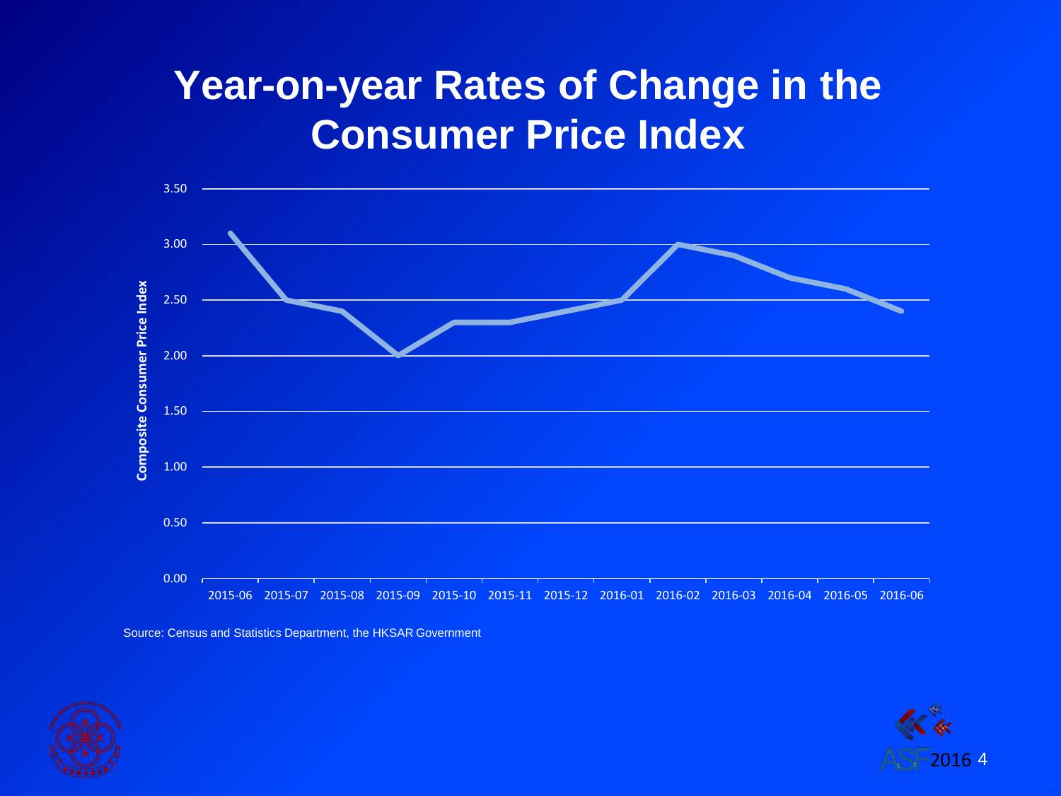# Year-on-year Rates of Change in the Consumer Price Index

Composite Consumer Price Index

| Month | Rate |
|---|---|
| 2015-06 | 3.1 |
| 2015-07 | 2.5 |
| 2015-08 | 2.4 |
| 2015-09 | 2.0 |
| 2015-10 | 2.3 |
| 2015-11 | 2.3 |
| 2015-12 | 2.4 |
| 2016-01 | 2.5 |
| 2016-02 | 3.0 |
| 2016-03 | 2.9 |
| 2016-04 | 2.7 |
| 2016-05 | 2.6 |
| 2016-06 | 2.4 |

Source: Census and Statistics Department, the HKSAR Government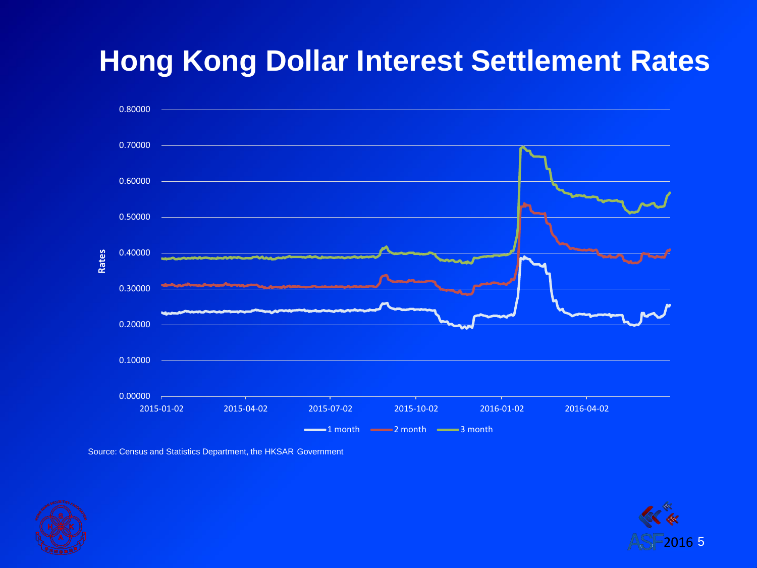# Hong Kong Dollar Interest Settlement Rates

Source: Census and Statistics Department, the HKSAR Government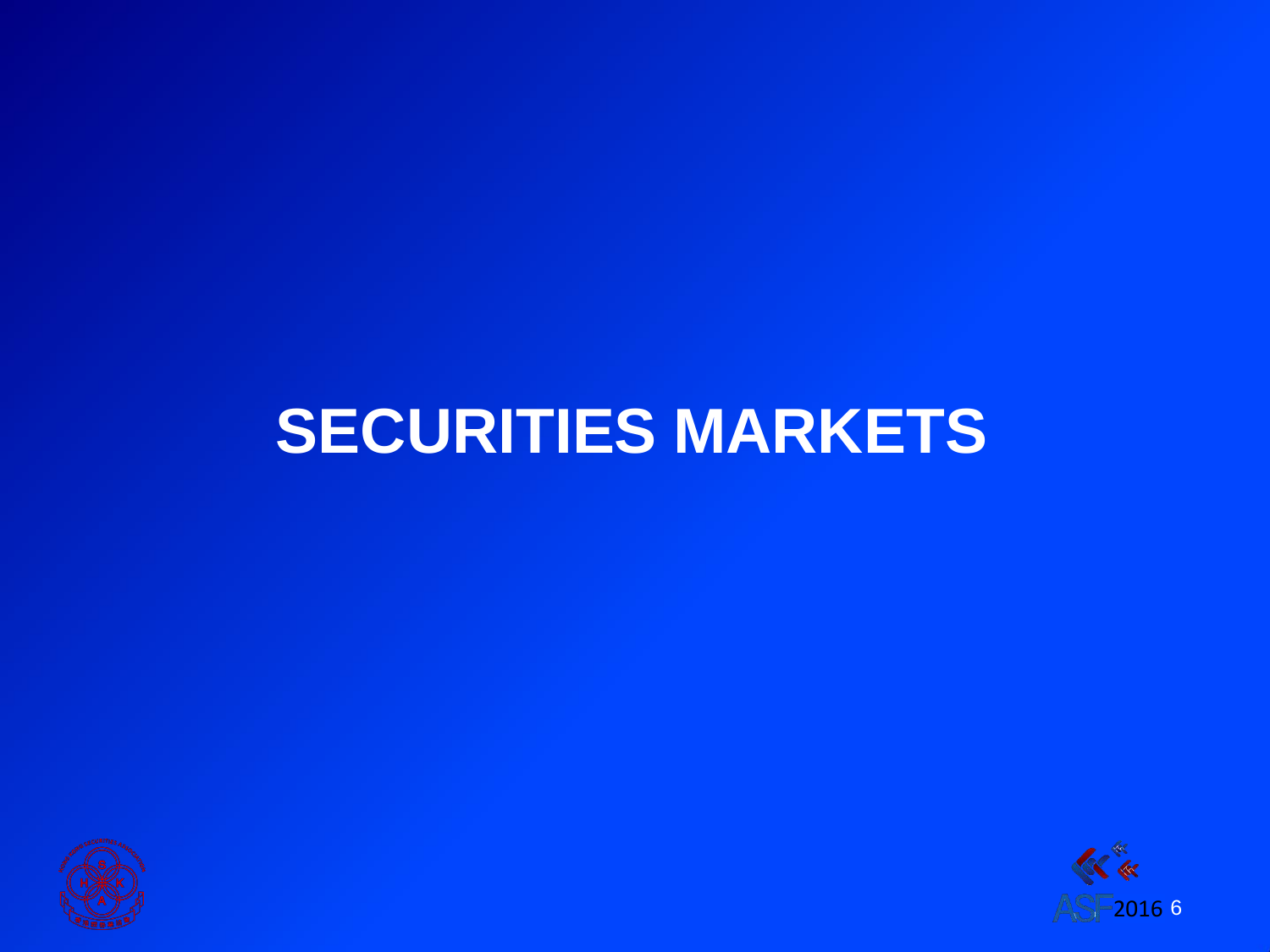# SECURITIES MARKETS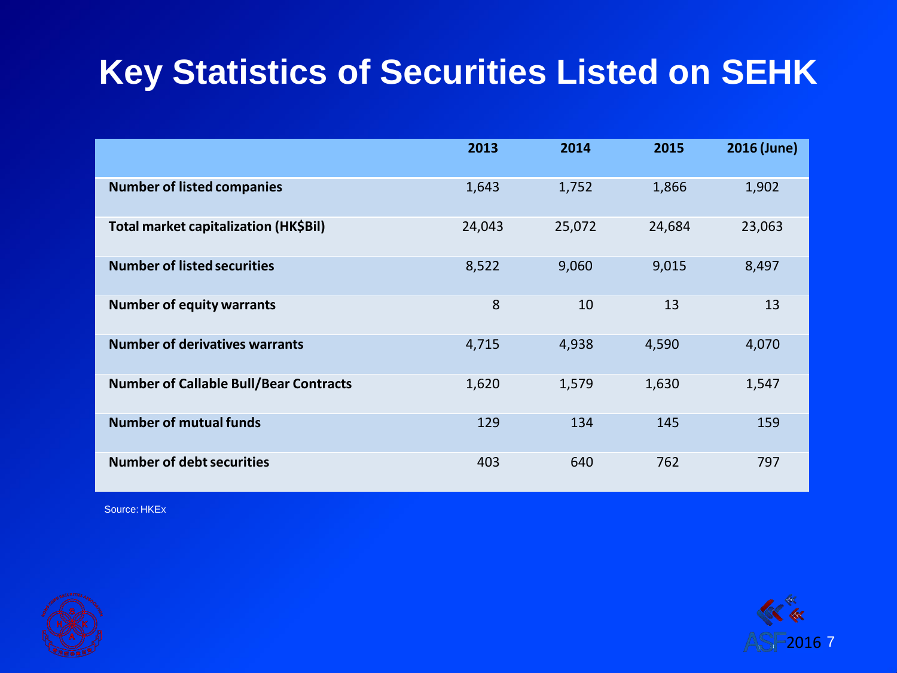# Key Statistics of Securities Listed on SEHK

| | 2013 | 2014 | 2015 | 2016 (June) |
|---|---|---|---|---|
| **Number of listed companies** | 1,643 | 1,752 | 1,866 | 1,902 |
| **Total market capitalization (HK$Bil)** | 24,043 | 25,072 | 24,684 | 23,063 |
| **Number of listed securities** | 8,522 | 9,060 | 9,015 | 8,497 |
| **Number of equity warrants** | 8 | 10 | 13 | 13 |
| **Number of derivatives warrants** | 4,715 | 4,938 | 4,590 | 4,070 |
| **Number of Callable Bull/Bear Contracts** | 1,620 | 1,579 | 1,630 | 1,547 |
| **Number of mutual funds** | 129 | 134 | 145 | 159 |
| **Number of debt securities** | 403 | 640 | 762 | 797 |

Source: HKEx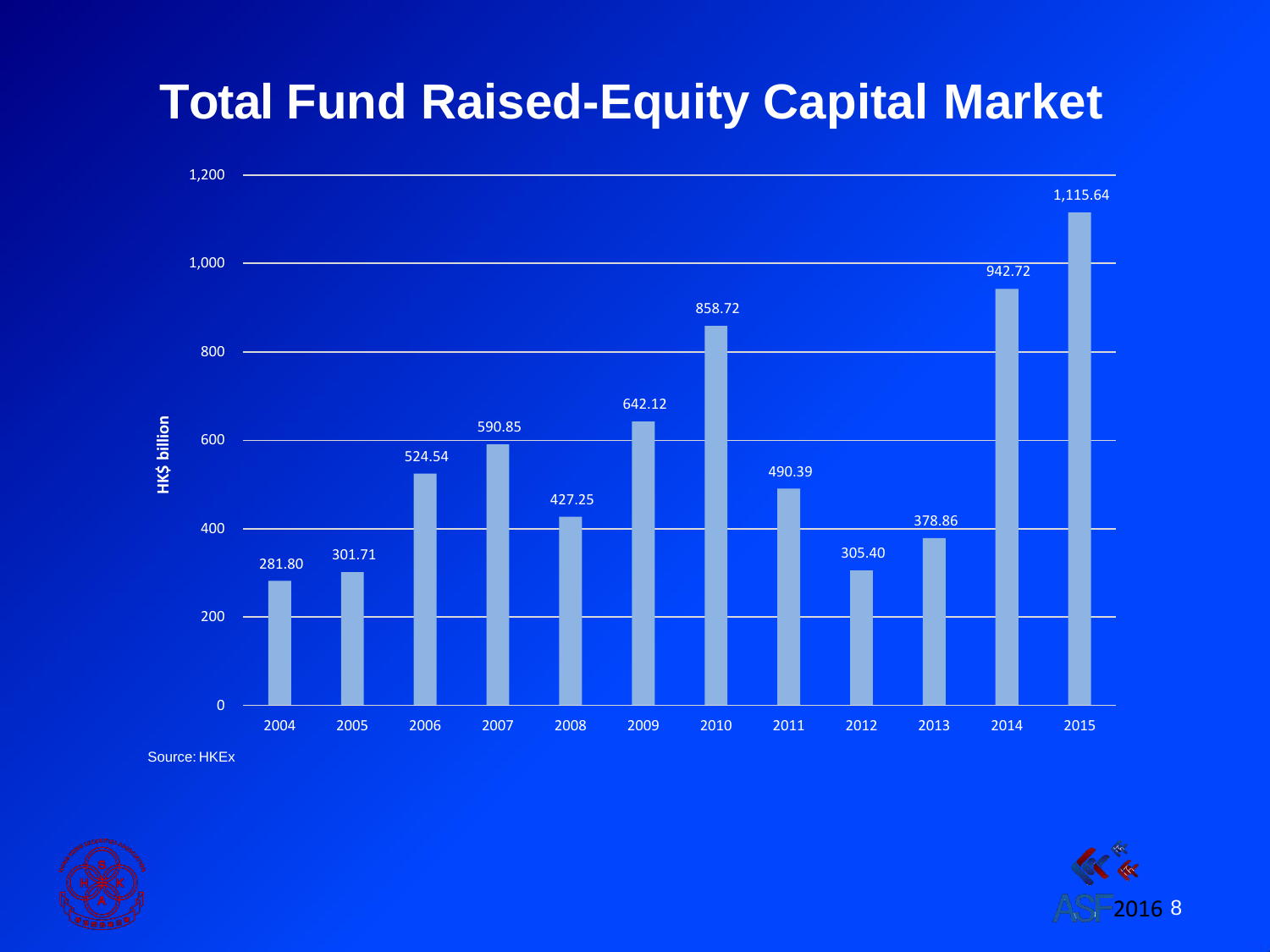# Total Fund Raised-Equity Capital Market

| Year | HK$ billion |
| --- | --- |
| 2004 | 281.80 |
| 2005 | 301.71 |
| 2006 | 524.54 |
| 2007 | 590.85 |
| 2008 | 427.25 |
| 2009 | 642.12 |
| 2010 | 858.72 |
| 2011 | 490.39 |
| 2012 | 305.40 |
| 2013 | 378.86 |
| 2014 | 942.72 |
| 2015 | 1,115.64 |

Source: HKEx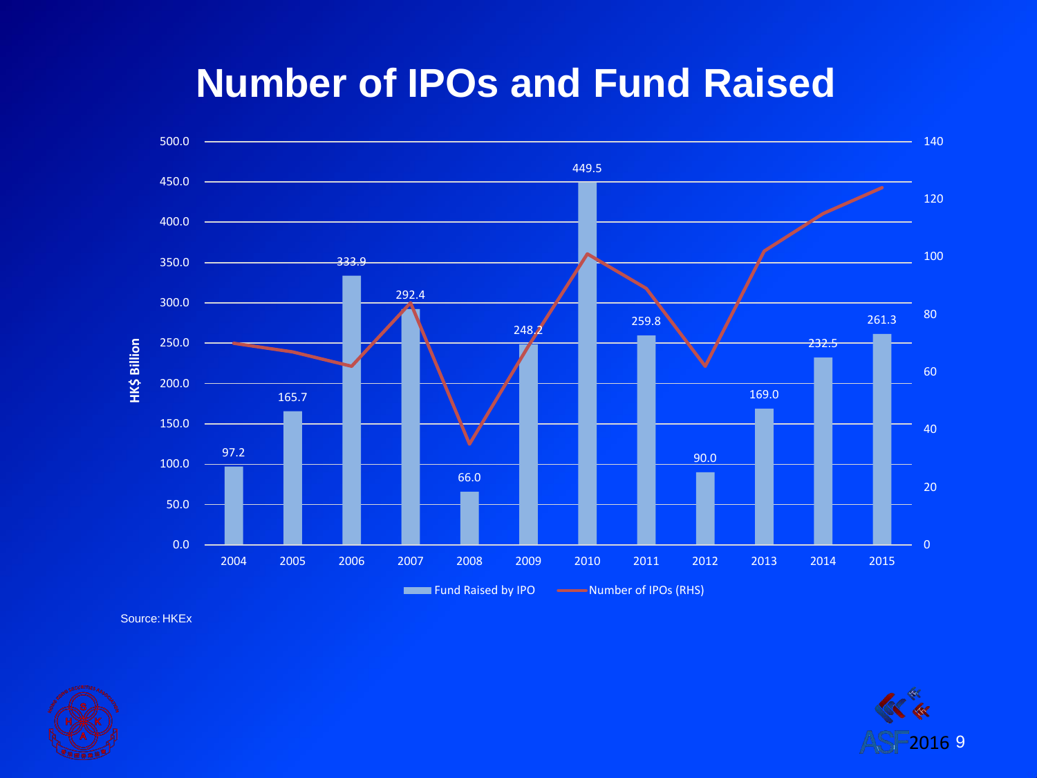# Number of IPOs and Fund Raised

| Year | Fund Raised by IPO (HK$ Billion) |
| --- | --- |
| 2004 | 97.2 |
| 2005 | 165.7 |
| 2006 | 333.9 |
| 2007 | 292.4 |
| 2008 | 66.0 |
| 2009 | 248.2 |
| 2010 | 449.5 |
| 2011 | 259.8 |
| 2012 | 90.0 |
| 2013 | 169.0 |
| 2014 | 232.5 |
| 2015 | 261.3 |

Fund Raised by IPO — Number of IPOs (RHS)

Source: HKEx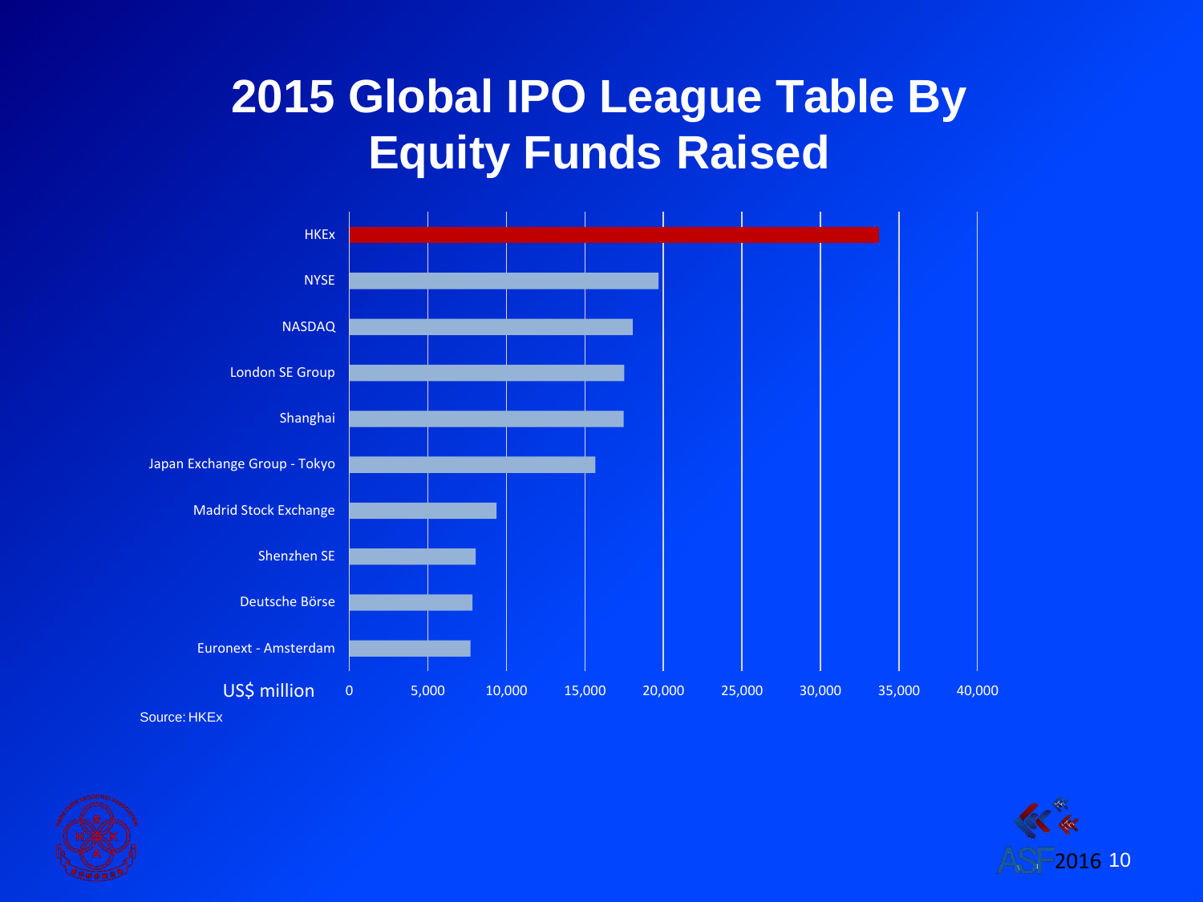# 2015 Global IPO League Table By Equity Funds Raised

| Exchange | US$ million (approx.) |
|---|---|
| HKEx | 33,700 |
| NYSE | 19,700 |
| NASDAQ | 18,000 |
| London SE Group | 17,500 |
| Shanghai | 17,500 |
| Japan Exchange Group - Tokyo | 15,700 |
| Madrid Stock Exchange | 9,400 |
| Shenzhen SE | 8,000 |
| Deutsche Börse | 7,800 |
| Euronext - Amsterdam | 7,700 |

Source: HKEx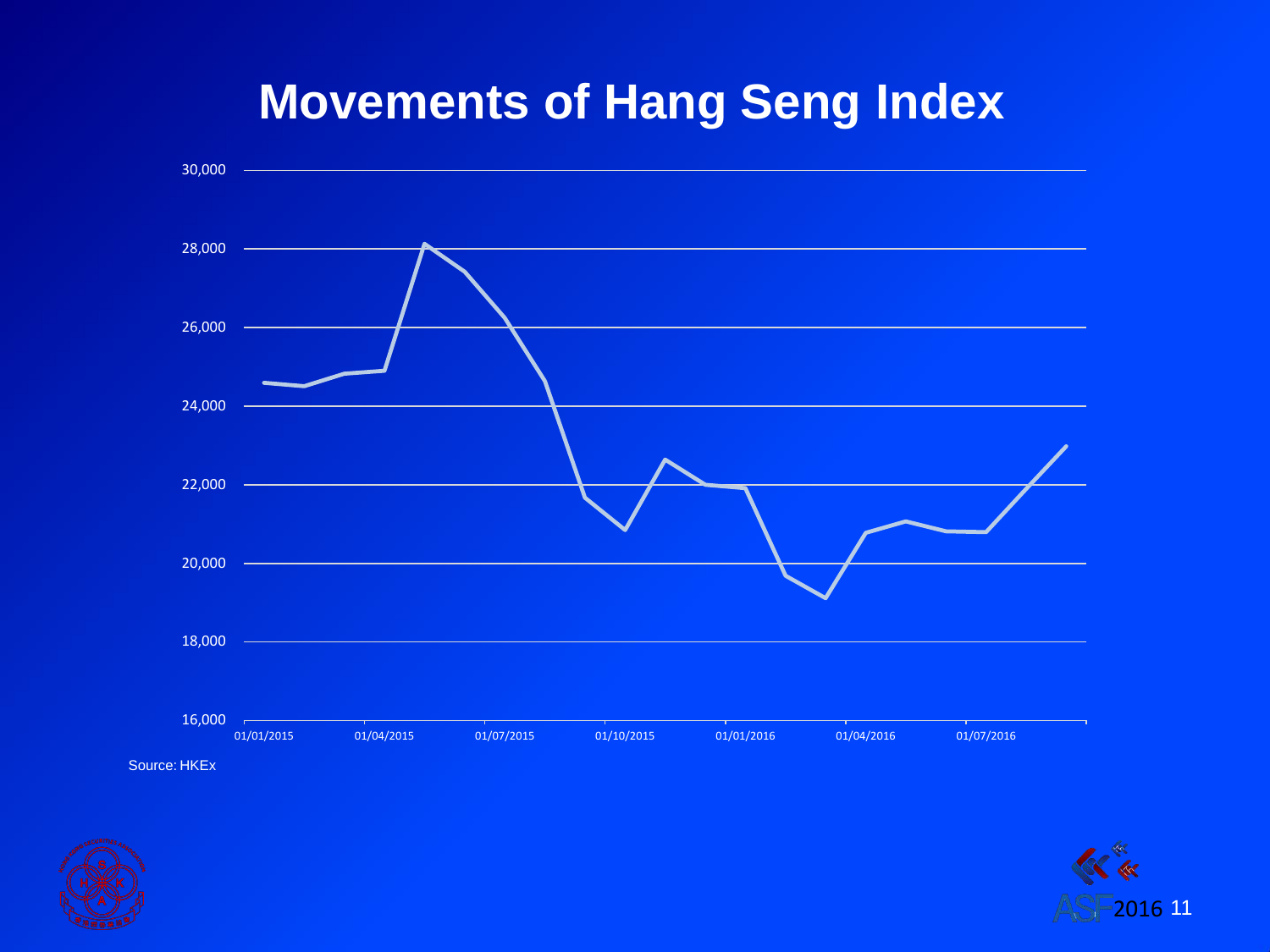# Movements of Hang Seng Index

30,000
28,000
26,000
24,000
22,000
20,000
18,000
16,000

01/01/2015 01/04/2015 01/07/2015 01/10/2015 01/01/2016 01/04/2016 01/07/2016

Source: HKEx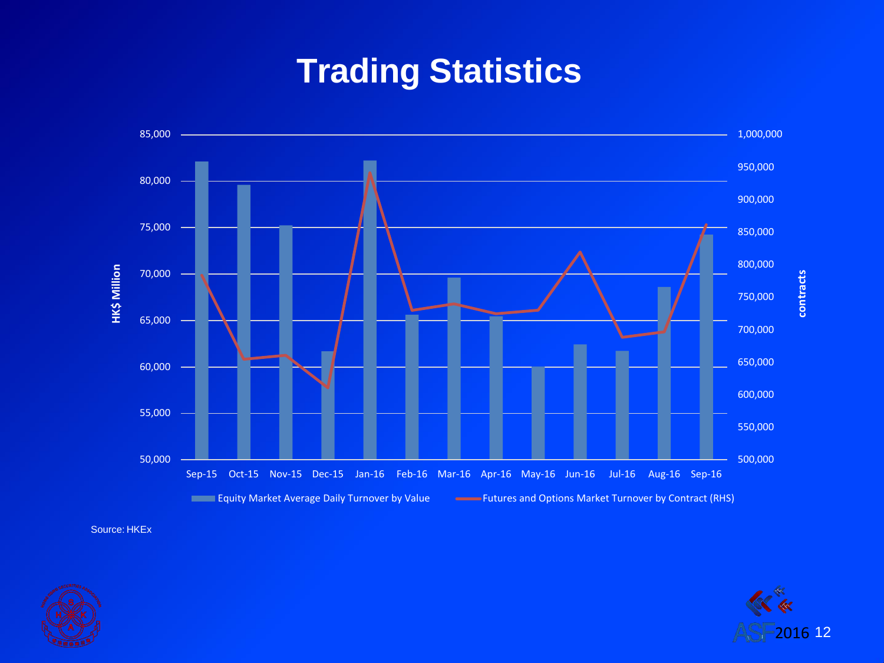# Trading Statistics

HK$ Million | contracts

| | Sep-15 | Oct-15 | Nov-15 | Dec-15 | Jan-16 | Feb-16 | Mar-16 | Apr-16 | May-16 | Jun-16 | Jul-16 | Aug-16 | Sep-16 |
|---|---|---|---|---|---|---|---|---|---|---|---|---|---|

Equity Market Average Daily Turnover by Value — Futures and Options Market Turnover by Contract (RHS)

Source: HKEx

ASF2016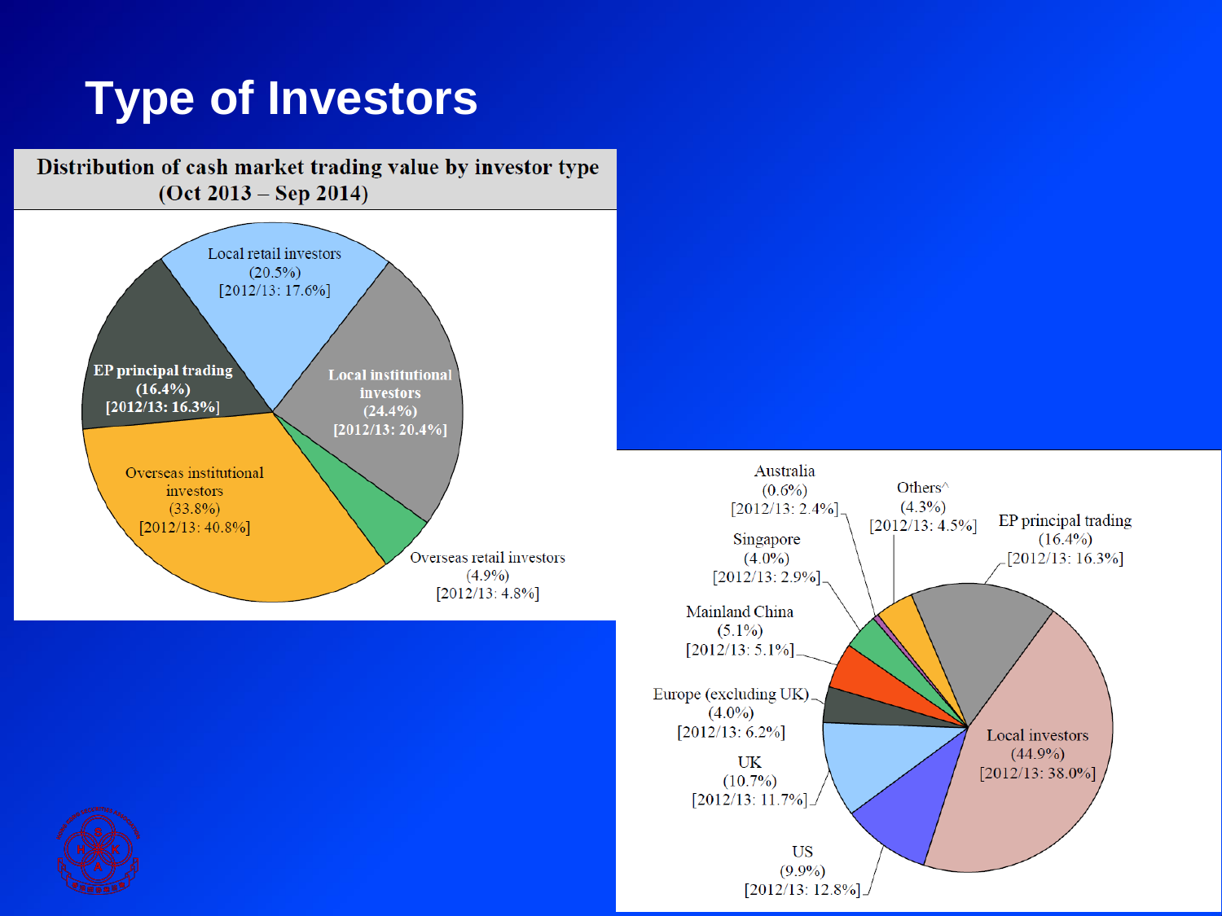# Type of Investors

**Distribution of cash market trading value by investor type (Oct 2013 – Sep 2014)**

- Local retail investors (20.5%) [2012/13: 17.6%]
- Local institutional investors (24.4%) [2012/13: 20.4%]
- Overseas retail investors (4.9%) [2012/13: 4.8%]
- Overseas institutional investors (33.8%) [2012/13: 40.8%]
- EP principal trading (16.4%) [2012/13: 16.3%]

- Australia (0.6%) [2012/13: 2.4%]
- Others^ (4.3%) [2012/13: 4.5%]
- EP principal trading (16.4%) [2012/13: 16.3%]
- Singapore (4.0%) [2012/13: 2.9%]
- Mainland China (5.1%) [2012/13: 5.1%]
- Europe (excluding UK) (4.0%) [2012/13: 6.2%]
- UK (10.7%) [2012/13: 11.7%]
- US (9.9%) [2012/13: 12.8%]
- Local investors (44.9%) [2012/13: 38.0%]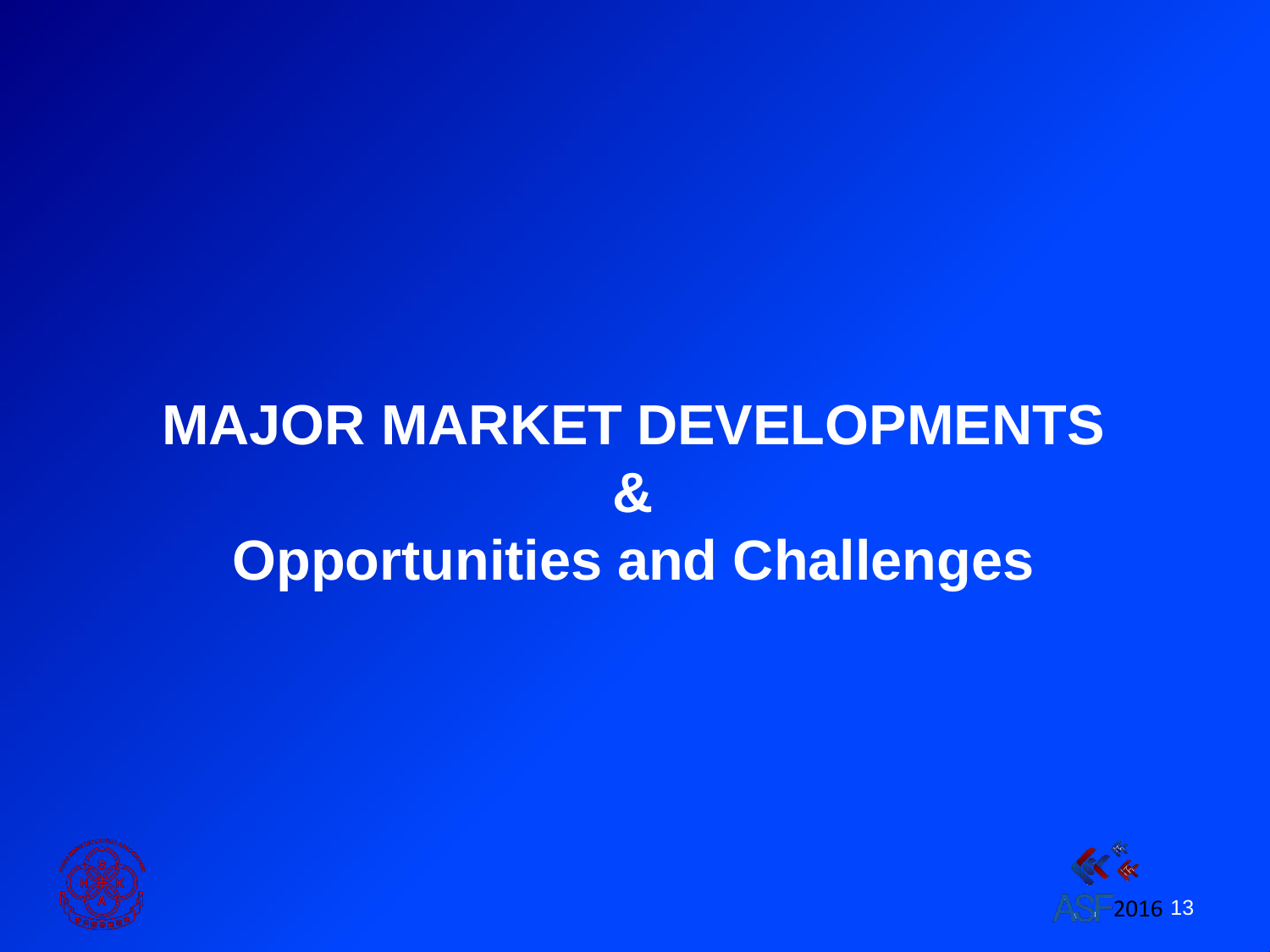# MAJOR MARKET DEVELOPMENTS & Opportunities and Challenges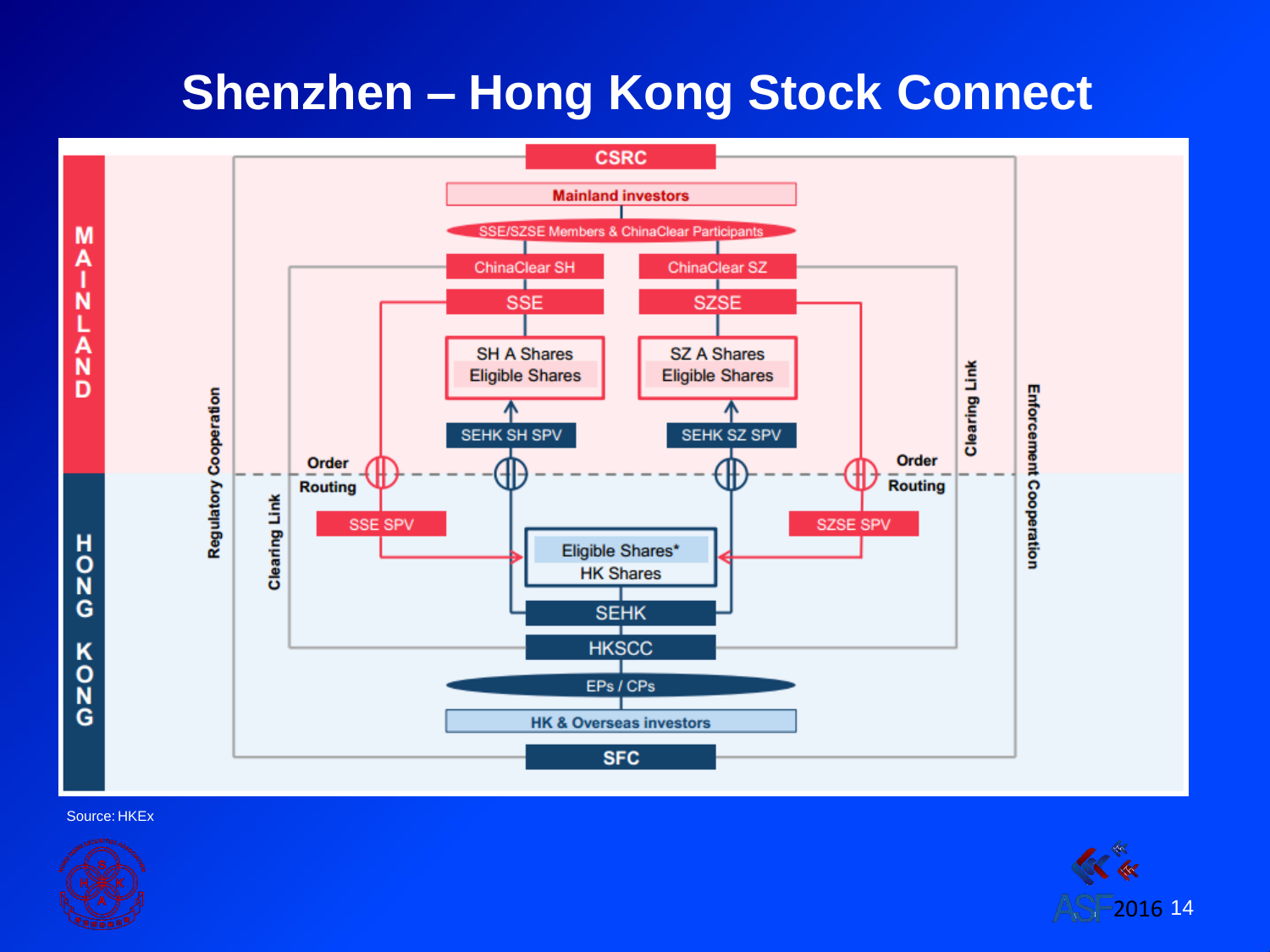# Shenzhen – Hong Kong Stock Connect

MAINLAND

CSRC

Mainland investors

SSE/SZSE Members & ChinaClear Participants

ChinaClear SH

ChinaClear SZ

SSE

SZSE

SH A Shares
Eligible Shares

SZ A Shares
Eligible Shares

SEHK SH SPV

SEHK SZ SPV

Regulatory Cooperation

Clearing Link

Order Routing

Order Routing

Enforcement Cooperation

HONG KONG

SSE SPV

SZSE SPV

Eligible Shares*
HK Shares

SEHK

HKSCC

EPs / CPs

HK & Overseas investors

SFC

Source: HKEx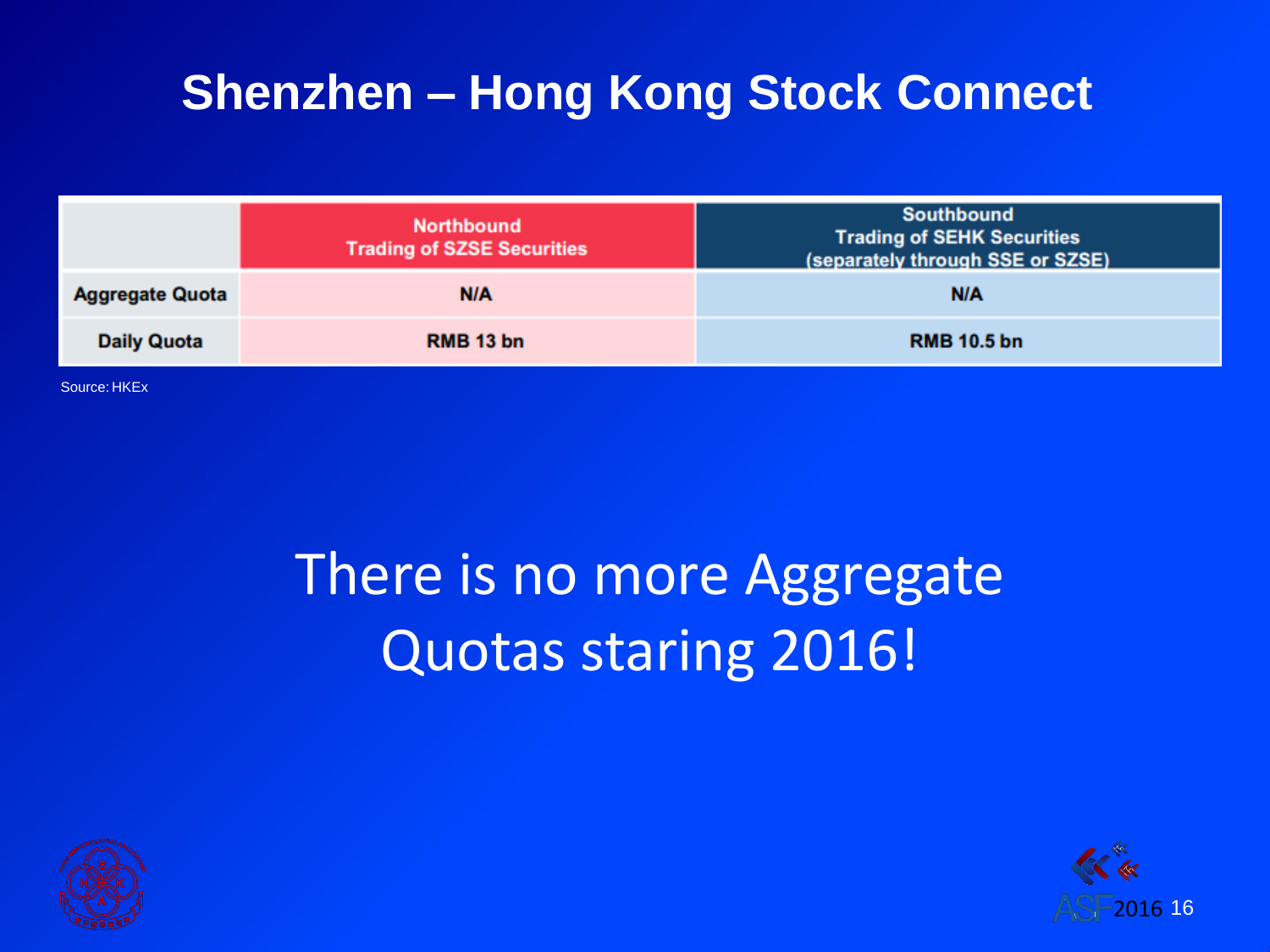# Shenzhen – Hong Kong Stock Connect

| | Northbound Trading of SZSE Securities | Southbound Trading of SEHK Securities (separately through SSE or SZSE) |
|---|---|---|
| Aggregate Quota | N/A | N/A |
| Daily Quota | RMB 13 bn | RMB 10.5 bn |

Source: HKEx

There is no more Aggregate Quotas staring 2016!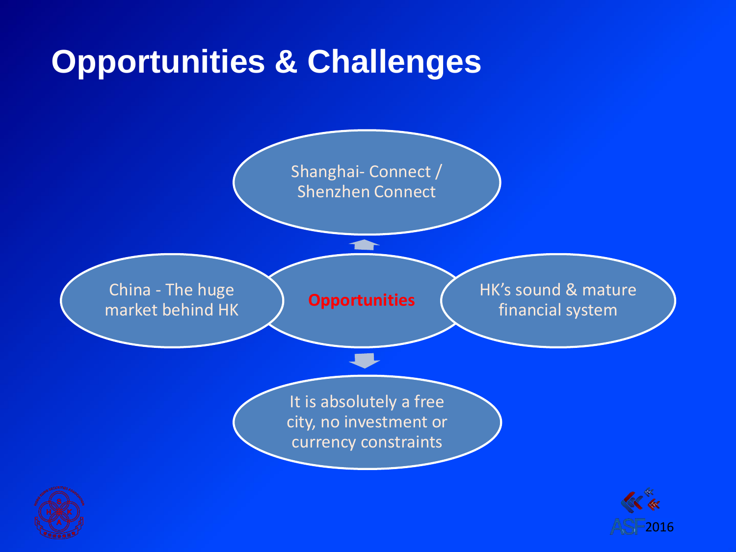# Opportunities & Challenges

**Opportunities**

- Shanghai- Connect / Shenzhen Connect
- China - The huge market behind HK
- HK's sound & mature financial system
- It is absolutely a free city, no investment or currency constraints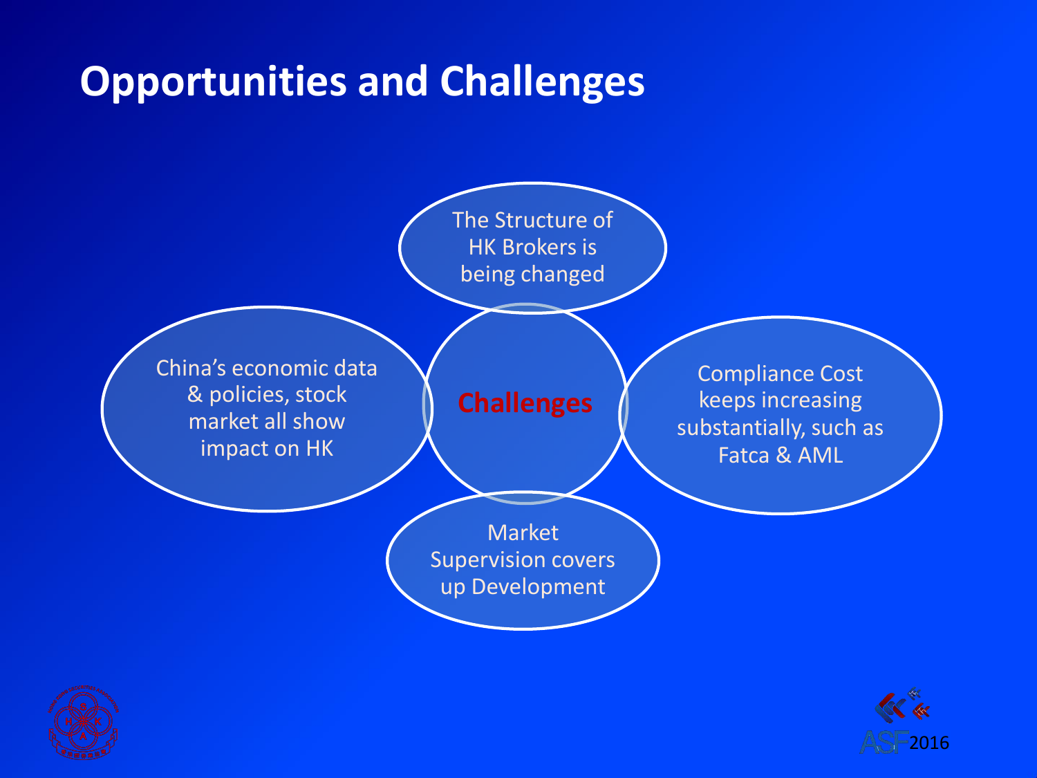# Opportunities and Challenges

**Challenges**

- The Structure of HK Brokers is being changed
- China's economic data & policies, stock market all show impact on HK
- Compliance Cost keeps increasing substantially, such as Fatca & AML
- Market Supervision covers up Development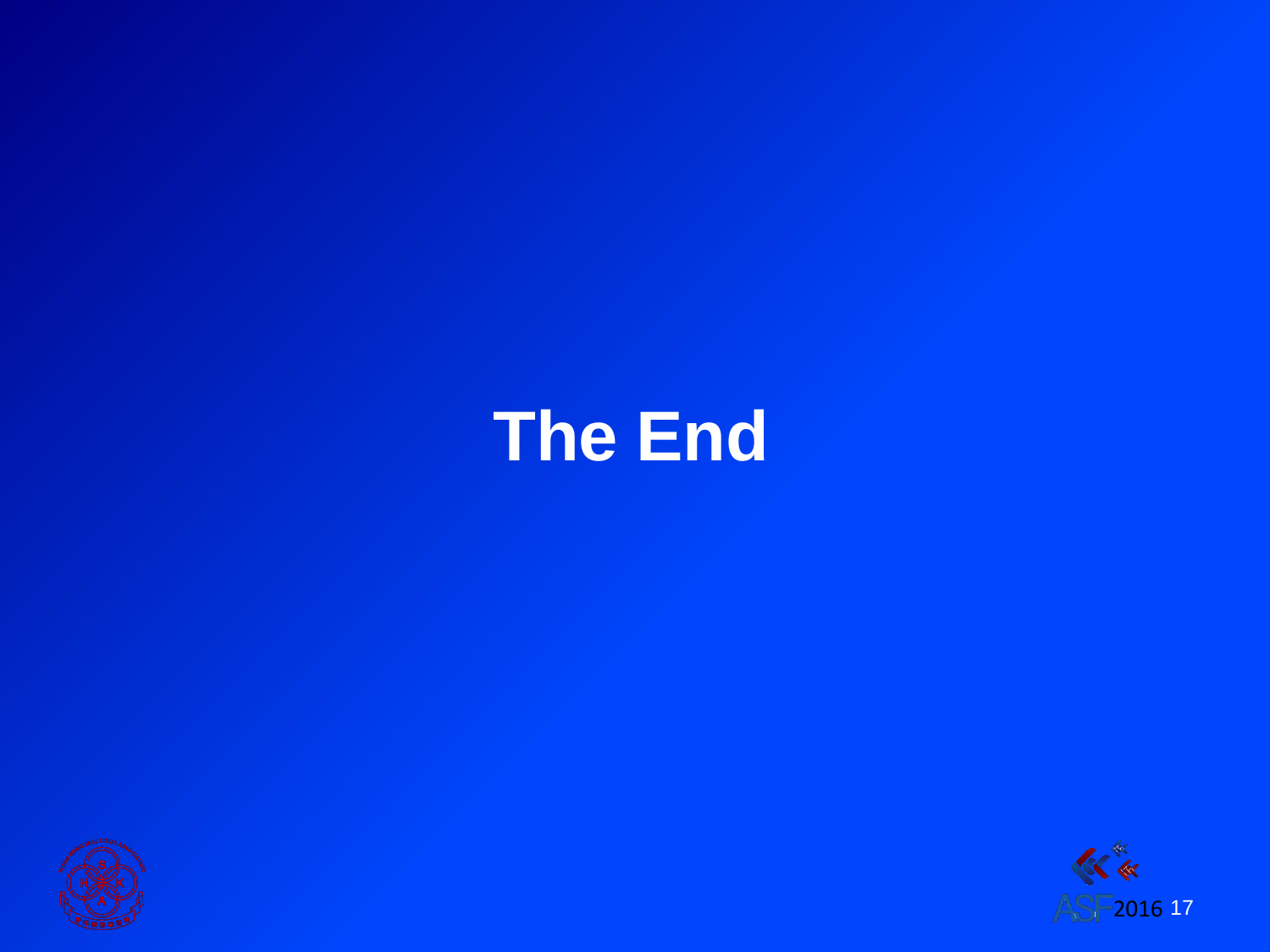# The End